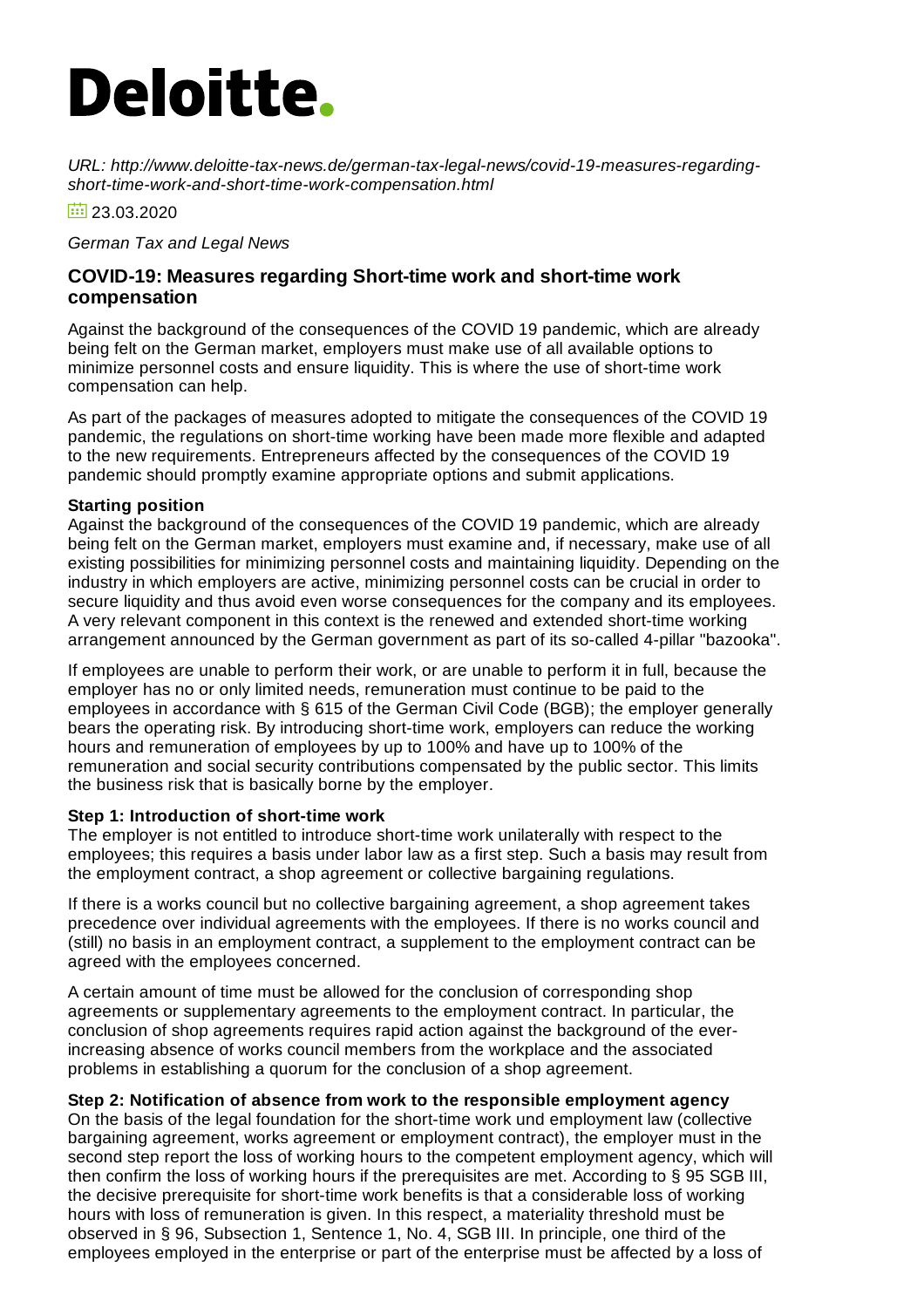# Deloitte.

*URL: http://www.deloitte-tax-news.de/german-tax-legal-news/covid-19-measures-regarding-short-time-work-and-short-time-work-compensation.html*

23.03.2020

*German Tax and Legal News*

## COVID-19: Measures regarding Short-time work and short-time work compensation

Against the background of the consequences of the COVID 19 pandemic, which are already being felt on the German market, employers must make use of all available options to minimize personnel costs and ensure liquidity. This is where the use of short-time work compensation can help.

As part of the packages of measures adopted to mitigate the consequences of the COVID 19 pandemic, the regulations on short-time working have been made more flexible and adapted to the new requirements. Entrepreneurs affected by the consequences of the COVID 19 pandemic should promptly examine appropriate options and submit applications.

**Starting position**

Against the background of the consequences of the COVID 19 pandemic, which are already being felt on the German market, employers must examine and, if necessary, make use of all existing possibilities for minimizing personnel costs and maintaining liquidity. Depending on the industry in which employers are active, minimizing personnel costs can be crucial in order to secure liquidity and thus avoid even worse consequences for the company and its employees. A very relevant component in this context is the renewed and extended short-time working arrangement announced by the German government as part of its so-called 4-pillar "bazooka".

If employees are unable to perform their work, or are unable to perform it in full, because the employer has no or only limited needs, remuneration must continue to be paid to the employees in accordance with § 615 of the German Civil Code (BGB); the employer generally bears the operating risk. By introducing short-time work, employers can reduce the working hours and remuneration of employees by up to 100% and have up to 100% of the remuneration and social security contributions compensated by the public sector. This limits the business risk that is basically borne by the employer.

**Step 1: Introduction of short-time work**

The employer is not entitled to introduce short-time work unilaterally with respect to the employees; this requires a basis under labor law as a first step. Such a basis may result from the employment contract, a shop agreement or collective bargaining regulations.

If there is a works council but no collective bargaining agreement, a shop agreement takes precedence over individual agreements with the employees. If there is no works council and (still) no basis in an employment contract, a supplement to the employment contract can be agreed with the employees concerned.

A certain amount of time must be allowed for the conclusion of corresponding shop agreements or supplementary agreements to the employment contract. In particular, the conclusion of shop agreements requires rapid action against the background of the ever-increasing absence of works council members from the workplace and the associated problems in establishing a quorum for the conclusion of a shop agreement.

**Step 2: Notification of absence from work to the responsible employment agency**

On the basis of the legal foundation for the short-time work und employment law (collective bargaining agreement, works agreement or employment contract), the employer must in the second step report the loss of working hours to the competent employment agency, which will then confirm the loss of working hours if the prerequisites are met. According to § 95 SGB III, the decisive prerequisite for short-time work benefits is that a considerable loss of working hours with loss of remuneration is given. In this respect, a materiality threshold must be observed in § 96, Subsection 1, Sentence 1, No. 4, SGB III. In principle, one third of the employees employed in the enterprise or part of the enterprise must be affected by a loss of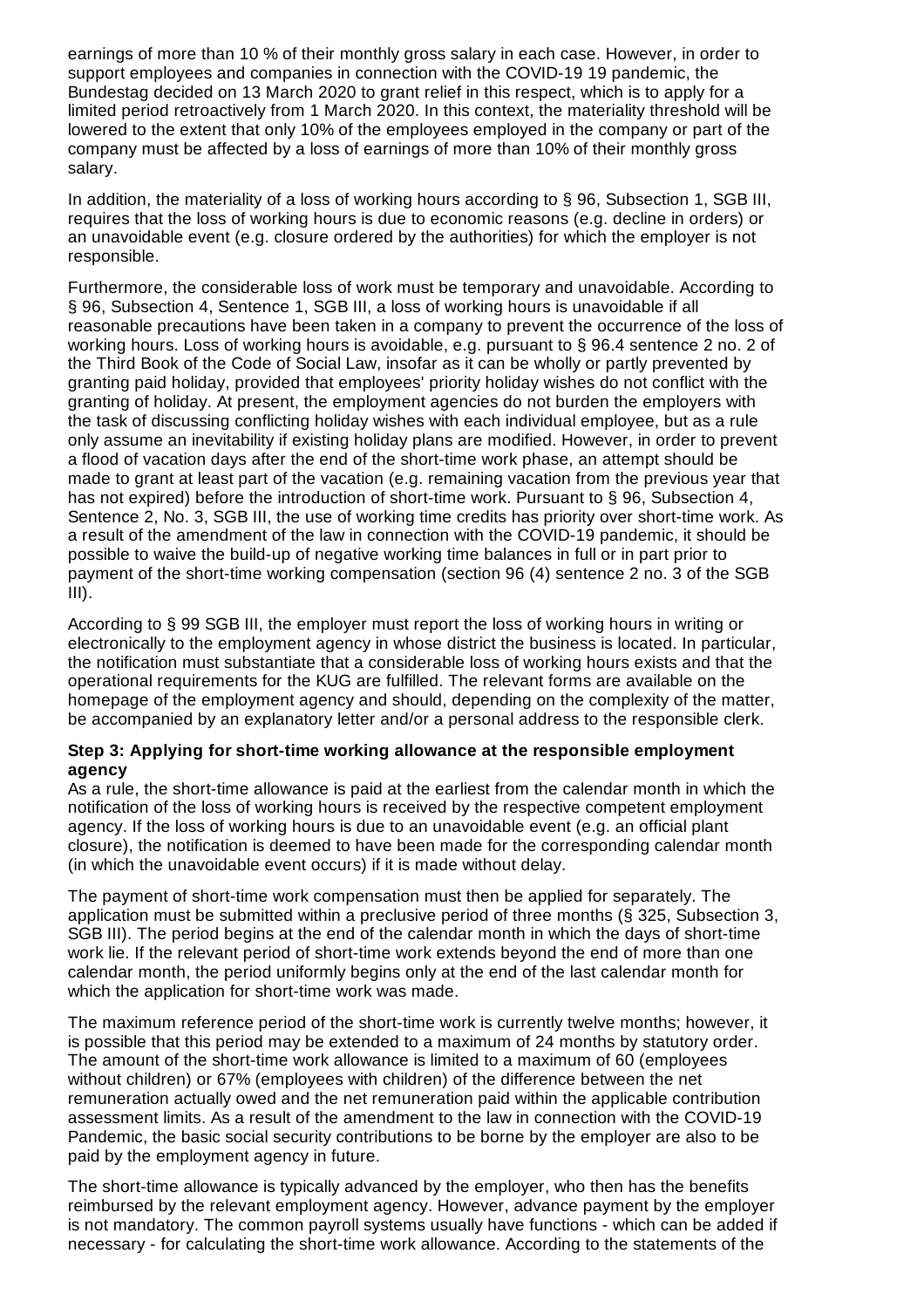earnings of more than 10 % of their monthly gross salary in each case. However, in order to support employees and companies in connection with the COVID-19 19 pandemic, the Bundestag decided on 13 March 2020 to grant relief in this respect, which is to apply for a limited period retroactively from 1 March 2020. In this context, the materiality threshold will be lowered to the extent that only 10% of the employees employed in the company or part of the company must be affected by a loss of earnings of more than 10% of their monthly gross salary.

In addition, the materiality of a loss of working hours according to § 96, Subsection 1, SGB III, requires that the loss of working hours is due to economic reasons (e.g. decline in orders) or an unavoidable event (e.g. closure ordered by the authorities) for which the employer is not responsible.

Furthermore, the considerable loss of work must be temporary and unavoidable. According to § 96, Subsection 4, Sentence 1, SGB III, a loss of working hours is unavoidable if all reasonable precautions have been taken in a company to prevent the occurrence of the loss of working hours. Loss of working hours is avoidable, e.g. pursuant to § 96.4 sentence 2 no. 2 of the Third Book of the Code of Social Law, insofar as it can be wholly or partly prevented by granting paid holiday, provided that employees' priority holiday wishes do not conflict with the granting of holiday. At present, the employment agencies do not burden the employers with the task of discussing conflicting holiday wishes with each individual employee, but as a rule only assume an inevitability if existing holiday plans are modified. However, in order to prevent a flood of vacation days after the end of the short-time work phase, an attempt should be made to grant at least part of the vacation (e.g. remaining vacation from the previous year that has not expired) before the introduction of short-time work. Pursuant to § 96, Subsection 4, Sentence 2, No. 3, SGB III, the use of working time credits has priority over short-time work. As a result of the amendment of the law in connection with the COVID-19 pandemic, it should be possible to waive the build-up of negative working time balances in full or in part prior to payment of the short-time working compensation (section 96 (4) sentence 2 no. 3 of the SGB III).

According to § 99 SGB III, the employer must report the loss of working hours in writing or electronically to the employment agency in whose district the business is located. In particular, the notification must substantiate that a considerable loss of working hours exists and that the operational requirements for the KUG are fulfilled. The relevant forms are available on the homepage of the employment agency and should, depending on the complexity of the matter, be accompanied by an explanatory letter and/or a personal address to the responsible clerk.

**Step 3: Applying for short-time working allowance at the responsible employment agency**

As a rule, the short-time allowance is paid at the earliest from the calendar month in which the notification of the loss of working hours is received by the respective competent employment agency. If the loss of working hours is due to an unavoidable event (e.g. an official plant closure), the notification is deemed to have been made for the corresponding calendar month (in which the unavoidable event occurs) if it is made without delay.

The payment of short-time work compensation must then be applied for separately. The application must be submitted within a preclusive period of three months (§ 325, Subsection 3, SGB III). The period begins at the end of the calendar month in which the days of short-time work lie. If the relevant period of short-time work extends beyond the end of more than one calendar month, the period uniformly begins only at the end of the last calendar month for which the application for short-time work was made.

The maximum reference period of the short-time work is currently twelve months; however, it is possible that this period may be extended to a maximum of 24 months by statutory order. The amount of the short-time work allowance is limited to a maximum of 60 (employees without children) or 67% (employees with children) of the difference between the net remuneration actually owed and the net remuneration paid within the applicable contribution assessment limits. As a result of the amendment to the law in connection with the COVID-19 Pandemic, the basic social security contributions to be borne by the employer are also to be paid by the employment agency in future.

The short-time allowance is typically advanced by the employer, who then has the benefits reimbursed by the relevant employment agency. However, advance payment by the employer is not mandatory. The common payroll systems usually have functions - which can be added if necessary - for calculating the short-time work allowance. According to the statements of the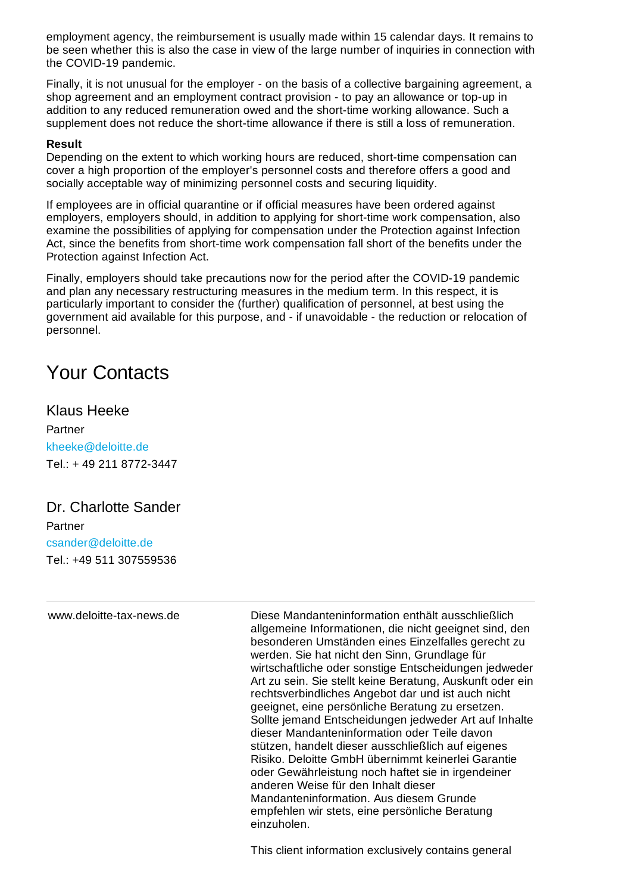employment agency, the reimbursement is usually made within 15 calendar days. It remains to be seen whether this is also the case in view of the large number of inquiries in connection with the COVID-19 pandemic.

Finally, it is not unusual for the employer - on the basis of a collective bargaining agreement, a shop agreement and an employment contract provision - to pay an allowance or top-up in addition to any reduced remuneration owed and the short-time working allowance. Such a supplement does not reduce the short-time allowance if there is still a loss of remuneration.

**Result**

Depending on the extent to which working hours are reduced, short-time compensation can cover a high proportion of the employer's personnel costs and therefore offers a good and socially acceptable way of minimizing personnel costs and securing liquidity.

If employees are in official quarantine or if official measures have been ordered against employers, employers should, in addition to applying for short-time work compensation, also examine the possibilities of applying for compensation under the Protection against Infection Act, since the benefits from short-time work compensation fall short of the benefits under the Protection against Infection Act.

Finally, employers should take precautions now for the period after the COVID-19 pandemic and plan any necessary restructuring measures in the medium term. In this respect, it is particularly important to consider the (further) qualification of personnel, at best using the government aid available for this purpose, and - if unavoidable - the reduction or relocation of personnel.

# Your Contacts

## Klaus Heeke

Partner

kheeke@deloitte.de

Tel.: + 49 211 8772-3447

## Dr. Charlotte Sander

Partner

csander@deloitte.de

Tel.: +49 511 307559536

---

www.deloitte-tax-news.de

Diese Mandanteninformation enthält ausschließlich allgemeine Informationen, die nicht geeignet sind, den besonderen Umständen eines Einzelfalles gerecht zu werden. Sie hat nicht den Sinn, Grundlage für wirtschaftliche oder sonstige Entscheidungen jedweder Art zu sein. Sie stellt keine Beratung, Auskunft oder ein rechtsverbindliches Angebot dar und ist auch nicht geeignet, eine persönliche Beratung zu ersetzen. Sollte jemand Entscheidungen jedweder Art auf Inhalte dieser Mandanteninformation oder Teile davon stützen, handelt dieser ausschließlich auf eigenes Risiko. Deloitte GmbH übernimmt keinerlei Garantie oder Gewährleistung noch haftet sie in irgendeiner anderen Weise für den Inhalt dieser Mandanteninformation. Aus diesem Grunde empfehlen wir stets, eine persönliche Beratung einzuholen.

This client information exclusively contains general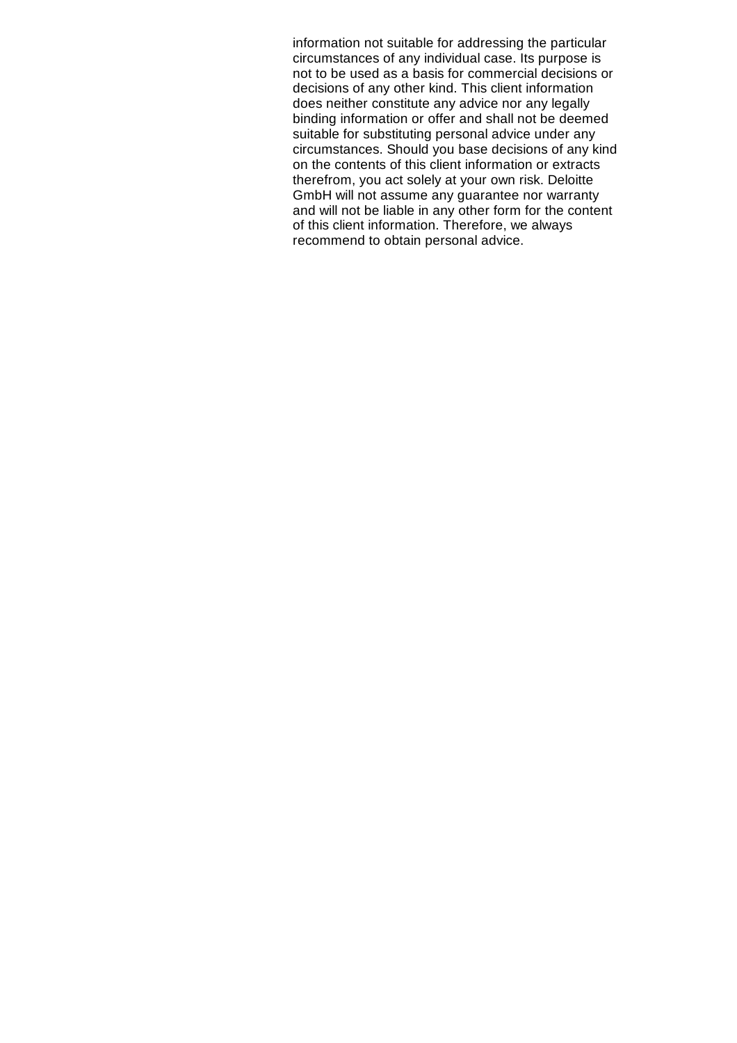information not suitable for addressing the particular circumstances of any individual case. Its purpose is not to be used as a basis for commercial decisions or decisions of any other kind. This client information does neither constitute any advice nor any legally binding information or offer and shall not be deemed suitable for substituting personal advice under any circumstances. Should you base decisions of any kind on the contents of this client information or extracts therefrom, you act solely at your own risk. Deloitte GmbH will not assume any guarantee nor warranty and will not be liable in any other form for the content of this client information. Therefore, we always recommend to obtain personal advice.